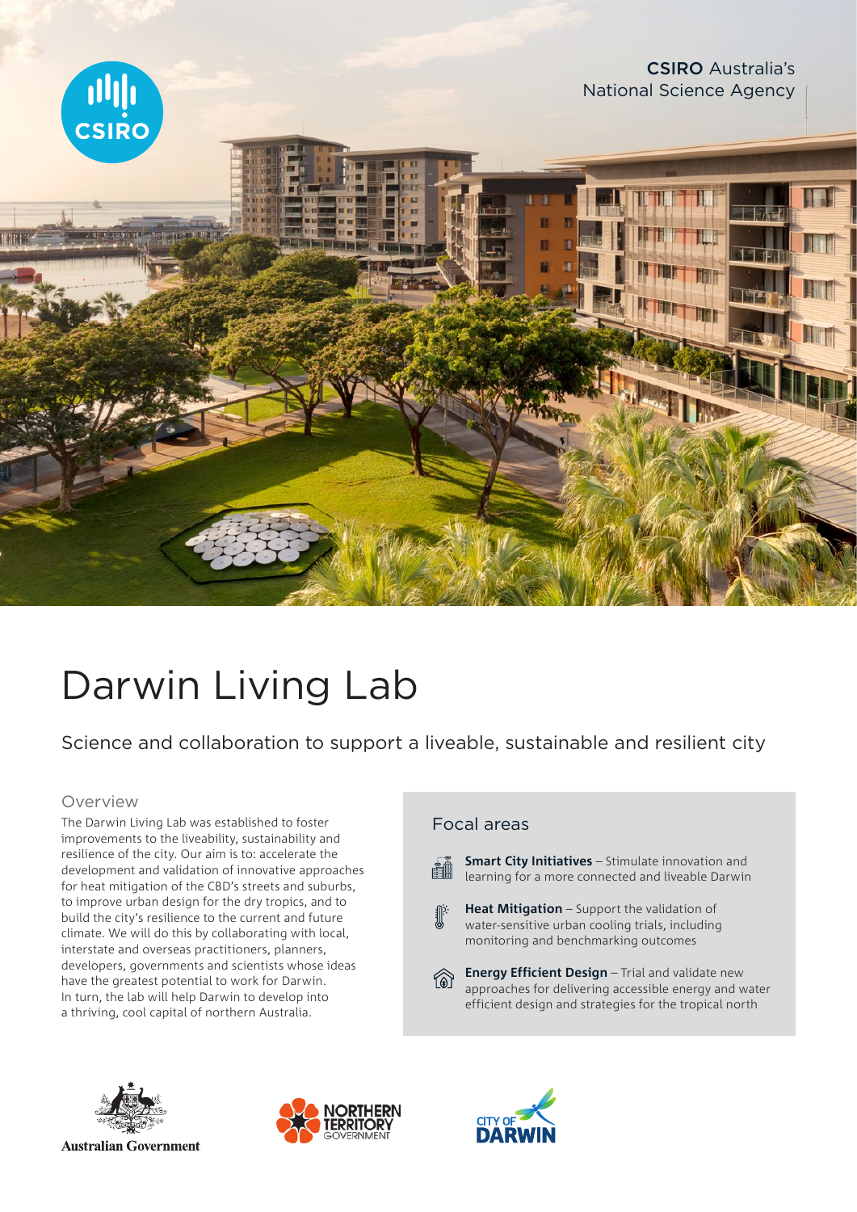CSIRO Australia's National Science Agency

# Darwin Living Lab

## Science and collaboration to support a liveable, sustainable and resilient city

### Overview

The Darwin Living Lab was established to foster improvements to the liveability, sustainability and resilience of the city. Our aim is to: accelerate the development and validation of innovative approaches for heat mitigation of the CBD's streets and suburbs, to improve urban design for the dry tropics, and to build the city's resilience to the current and future climate. We will do this by collaborating with local, interstate and overseas practitioners, planners, developers, governments and scientists whose ideas have the greatest potential to work for Darwin. In turn, the lab will help Darwin to develop into a thriving, cool capital of northern Australia.

### Focal areas

**Smart City Initiatives** – Stimulate innovation and learning for a more connected and liveable Darwin

**Heat Mitigation** – Support the validation of water-sensitive urban cooling trials, including monitoring and benchmarking outcomes

**Energy Efficient Design** – Trial and validate new approaches for delivering accessible energy and water efficient design and strategies for the tropical north

Australian Government

Northern Territory Government

City of Darwin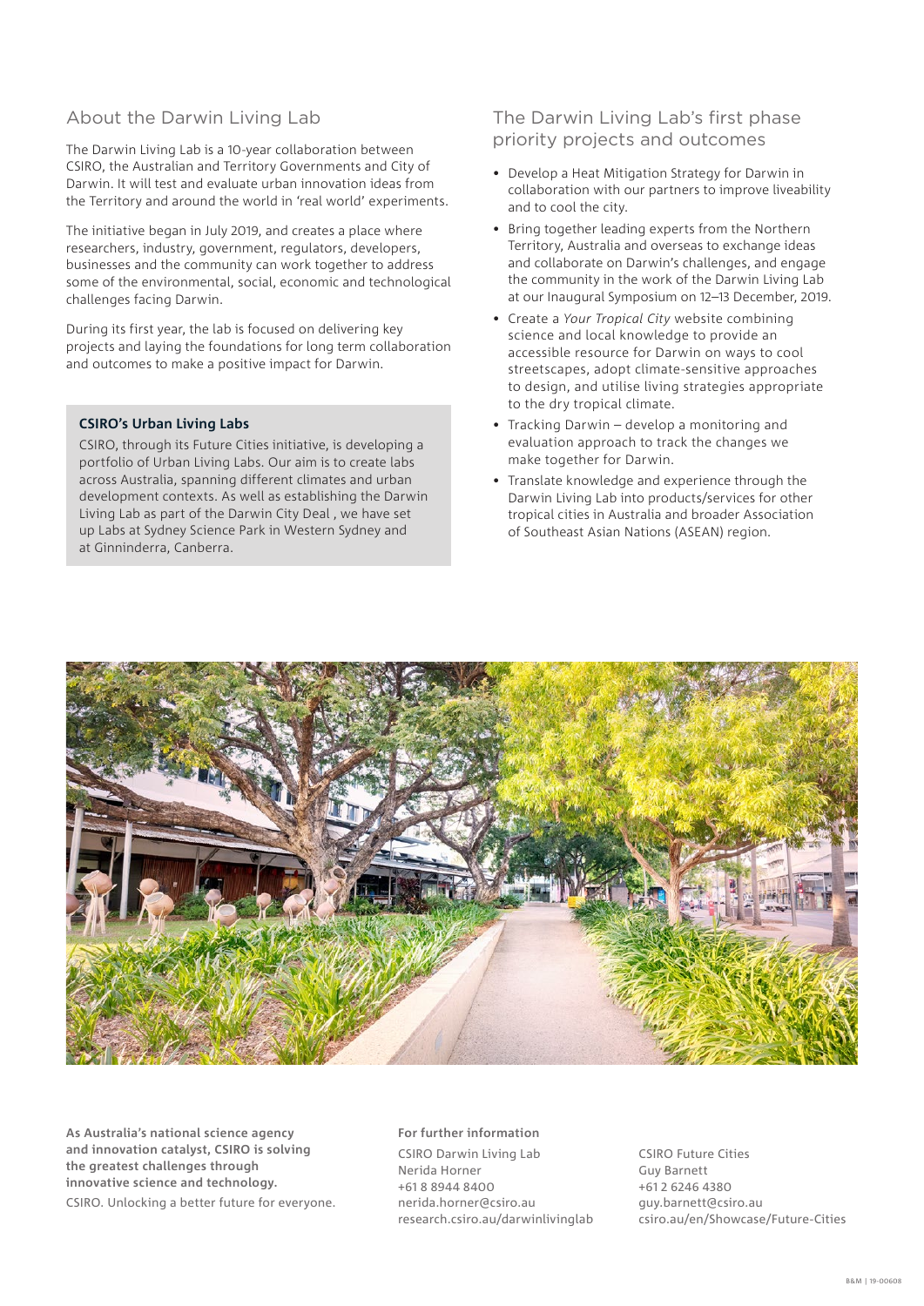## About the Darwin Living Lab

The Darwin Living Lab is a 10-year collaboration between CSIRO, the Australian and Territory Governments and City of Darwin. It will test and evaluate urban innovation ideas from the Territory and around the world in 'real world' experiments.

The initiative began in July 2019, and creates a place where researchers, industry, government, regulators, developers, businesses and the community can work together to address some of the environmental, social, economic and technological challenges facing Darwin.

During its first year, the lab is focused on delivering key projects and laying the foundations for long term collaboration and outcomes to make a positive impact for Darwin.

### CSIRO's Urban Living Labs

CSIRO, through its Future Cities initiative, is developing a portfolio of Urban Living Labs. Our aim is to create labs across Australia, spanning different climates and urban development contexts. As well as establishing the Darwin Living Lab as part of the Darwin City Deal , we have set up Labs at Sydney Science Park in Western Sydney and at Ginninderra, Canberra.

## The Darwin Living Lab's first phase priority projects and outcomes

- Develop a Heat Mitigation Strategy for Darwin in collaboration with our partners to improve liveability and to cool the city.
- Bring together leading experts from the Northern Territory, Australia and overseas to exchange ideas and collaborate on Darwin's challenges, and engage the community in the work of the Darwin Living Lab at our Inaugural Symposium on 12–13 December, 2019.
- Create a *Your Tropical City* website combining science and local knowledge to provide an accessible resource for Darwin on ways to cool streetscapes, adopt climate-sensitive approaches to design, and utilise living strategies appropriate to the dry tropical climate.
- Tracking Darwin – develop a monitoring and evaluation approach to track the changes we make together for Darwin.
- Translate knowledge and experience through the Darwin Living Lab into products/services for other tropical cities in Australia and broader Association of Southeast Asian Nations (ASEAN) region.

**As Australia's national science agency and innovation catalyst, CSIRO is solving the greatest challenges through innovative science and technology.**

CSIRO. Unlocking a better future for everyone.

**For further information**

CSIRO Darwin Living Lab
Nerida Horner
+61 8 8944 8400
nerida.horner@csiro.au
research.csiro.au/darwinlivinglab

CSIRO Future Cities
Guy Barnett
+61 2 6246 4380
guy.barnett@csiro.au
csiro.au/en/Showcase/Future-Cities

B&M | 19-00608